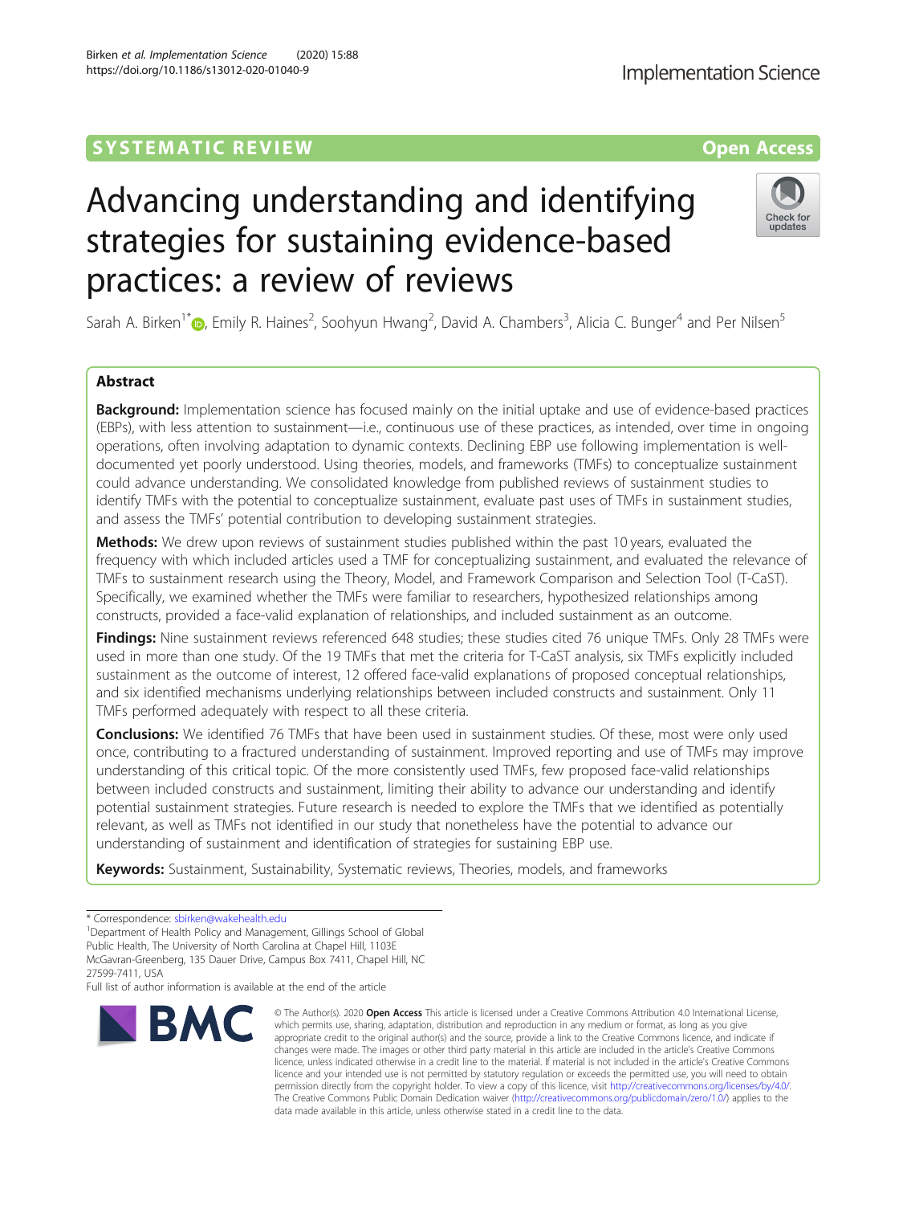SYSTEMATIC REVIEW

Open Access

# Advancing understanding and identifying strategies for sustaining evidence-based practices: a review of reviews

Sarah A. Birken[1*], Emily R. Haines[2], Soohyun Hwang[2], David A. Chambers[3], Alicia C. Bunger[4] and Per Nilsen[5]

## Abstract

**Background:** Implementation science has focused mainly on the initial uptake and use of evidence-based practices (EBPs), with less attention to sustainment—i.e., continuous use of these practices, as intended, over time in ongoing operations, often involving adaptation to dynamic contexts. Declining EBP use following implementation is well-documented yet poorly understood. Using theories, models, and frameworks (TMFs) to conceptualize sustainment could advance understanding. We consolidated knowledge from published reviews of sustainment studies to identify TMFs with the potential to conceptualize sustainment, evaluate past uses of TMFs in sustainment studies, and assess the TMFs' potential contribution to developing sustainment strategies.

**Methods:** We drew upon reviews of sustainment studies published within the past 10 years, evaluated the frequency with which included articles used a TMF for conceptualizing sustainment, and evaluated the relevance of TMFs to sustainment research using the Theory, Model, and Framework Comparison and Selection Tool (T-CaST). Specifically, we examined whether the TMFs were familiar to researchers, hypothesized relationships among constructs, provided a face-valid explanation of relationships, and included sustainment as an outcome.

**Findings:** Nine sustainment reviews referenced 648 studies; these studies cited 76 unique TMFs. Only 28 TMFs were used in more than one study. Of the 19 TMFs that met the criteria for T-CaST analysis, six TMFs explicitly included sustainment as the outcome of interest, 12 offered face-valid explanations of proposed conceptual relationships, and six identified mechanisms underlying relationships between included constructs and sustainment. Only 11 TMFs performed adequately with respect to all these criteria.

**Conclusions:** We identified 76 TMFs that have been used in sustainment studies. Of these, most were only used once, contributing to a fractured understanding of sustainment. Improved reporting and use of TMFs may improve understanding of this critical topic. Of the more consistently used TMFs, few proposed face-valid relationships between included constructs and sustainment, limiting their ability to advance our understanding and identify potential sustainment strategies. Future research is needed to explore the TMFs that we identified as potentially relevant, as well as TMFs not identified in our study that nonetheless have the potential to advance our understanding of sustainment and identification of strategies for sustaining EBP use.

**Keywords:** Sustainment, Sustainability, Systematic reviews, Theories, models, and frameworks

\* Correspondence: sbirken@wakehealth.edu

[1]Department of Health Policy and Management, Gillings School of Global Public Health, The University of North Carolina at Chapel Hill, 1103E McGavran-Greenberg, 135 Dauer Drive, Campus Box 7411, Chapel Hill, NC 27599-7411, USA

Full list of author information is available at the end of the article

© The Author(s). 2020 **Open Access** This article is licensed under a Creative Commons Attribution 4.0 International License, which permits use, sharing, adaptation, distribution and reproduction in any medium or format, as long as you give appropriate credit to the original author(s) and the source, provide a link to the Creative Commons licence, and indicate if changes were made. The images or other third party material in this article are included in the article's Creative Commons licence, unless indicated otherwise in a credit line to the material. If material is not included in the article's Creative Commons licence and your intended use is not permitted by statutory regulation or exceeds the permitted use, you will need to obtain permission directly from the copyright holder. To view a copy of this licence, visit http://creativecommons.org/licenses/by/4.0/. The Creative Commons Public Domain Dedication waiver (http://creativecommons.org/publicdomain/zero/1.0/) applies to the data made available in this article, unless otherwise stated in a credit line to the data.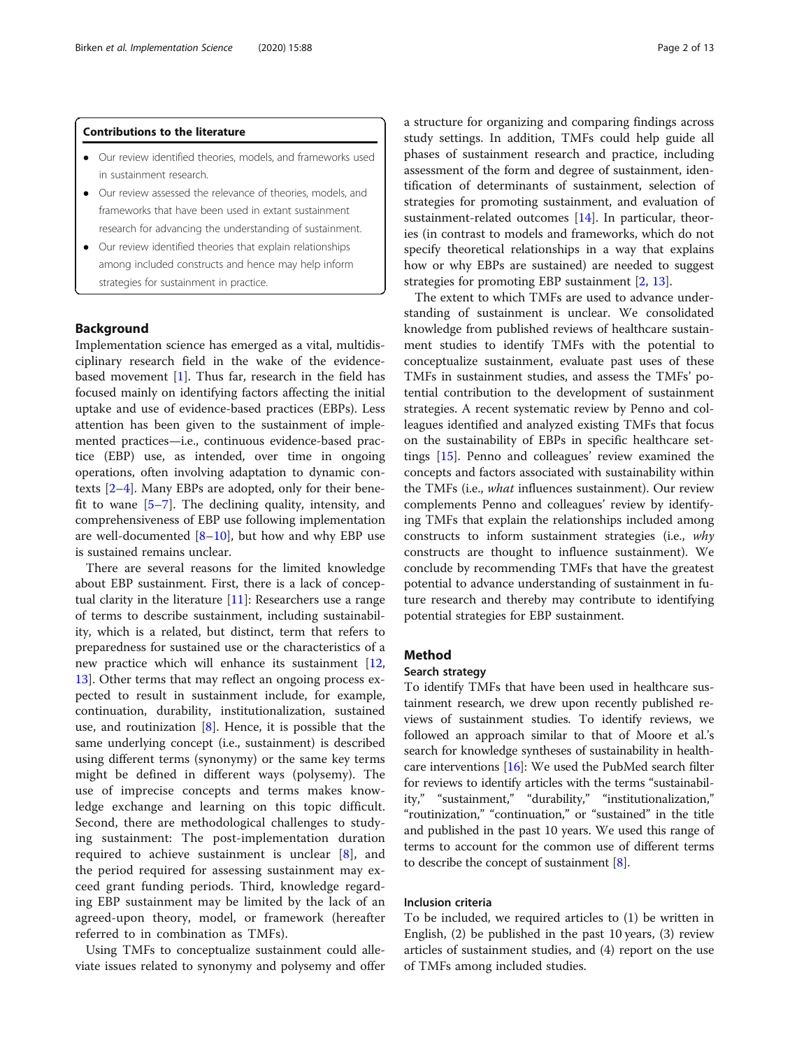### Contributions to the literature

- Our review identified theories, models, and frameworks used in sustainment research.
- Our review assessed the relevance of theories, models, and frameworks that have been used in extant sustainment research for advancing the understanding of sustainment.
- Our review identified theories that explain relationships among included constructs and hence may help inform strategies for sustainment in practice.

## Background

Implementation science has emerged as a vital, multidisciplinary research field in the wake of the evidence-based movement [1]. Thus far, research in the field has focused mainly on identifying factors affecting the initial uptake and use of evidence-based practices (EBPs). Less attention has been given to the sustainment of implemented practices—i.e., continuous evidence-based practice (EBP) use, as intended, over time in ongoing operations, often involving adaptation to dynamic contexts [2–4]. Many EBPs are adopted, only for their benefit to wane [5–7]. The declining quality, intensity, and comprehensiveness of EBP use following implementation are well-documented [8–10], but how and why EBP use is sustained remains unclear.

There are several reasons for the limited knowledge about EBP sustainment. First, there is a lack of conceptual clarity in the literature [11]: Researchers use a range of terms to describe sustainment, including sustainability, which is a related, but distinct, term that refers to preparedness for sustained use or the characteristics of a new practice which will enhance its sustainment [12, 13]. Other terms that may reflect an ongoing process expected to result in sustainment include, for example, continuation, durability, institutionalization, sustained use, and routinization [8]. Hence, it is possible that the same underlying concept (i.e., sustainment) is described using different terms (synonymy) or the same key terms might be defined in different ways (polysemy). The use of imprecise concepts and terms makes knowledge exchange and learning on this topic difficult. Second, there are methodological challenges to studying sustainment: The post-implementation duration required to achieve sustainment is unclear [8], and the period required for assessing sustainment may exceed grant funding periods. Third, knowledge regarding EBP sustainment may be limited by the lack of an agreed-upon theory, model, or framework (hereafter referred to in combination as TMFs).

Using TMFs to conceptualize sustainment could alleviate issues related to synonymy and polysemy and offer a structure for organizing and comparing findings across study settings. In addition, TMFs could help guide all phases of sustainment research and practice, including assessment of the form and degree of sustainment, identification of determinants of sustainment, selection of strategies for promoting sustainment, and evaluation of sustainment-related outcomes [14]. In particular, theories (in contrast to models and frameworks, which do not specify theoretical relationships in a way that explains how or why EBPs are sustained) are needed to suggest strategies for promoting EBP sustainment [2, 13].

The extent to which TMFs are used to advance understanding of sustainment is unclear. We consolidated knowledge from published reviews of healthcare sustainment studies to identify TMFs with the potential to conceptualize sustainment, evaluate past uses of these TMFs in sustainment studies, and assess the TMFs' potential contribution to the development of sustainment strategies. A recent systematic review by Penno and colleagues identified and analyzed existing TMFs that focus on the sustainability of EBPs in specific healthcare settings [15]. Penno and colleagues' review examined the concepts and factors associated with sustainability within the TMFs (i.e., *what* influences sustainment). Our review complements Penno and colleagues' review by identifying TMFs that explain the relationships included among constructs to inform sustainment strategies (i.e., *why* constructs are thought to influence sustainment). We conclude by recommending TMFs that have the greatest potential to advance understanding of sustainment in future research and thereby may contribute to identifying potential strategies for EBP sustainment.

## Method

### Search strategy

To identify TMFs that have been used in healthcare sustainment research, we drew upon recently published reviews of sustainment studies. To identify reviews, we followed an approach similar to that of Moore et al.'s search for knowledge syntheses of sustainability in healthcare interventions [16]: We used the PubMed search filter for reviews to identify articles with the terms "sustainability," "sustainment," "durability," "institutionalization," "routinization," "continuation," or "sustained" in the title and published in the past 10 years. We used this range of terms to account for the common use of different terms to describe the concept of sustainment [8].

### Inclusion criteria

To be included, we required articles to (1) be written in English, (2) be published in the past 10 years, (3) review articles of sustainment studies, and (4) report on the use of TMFs among included studies.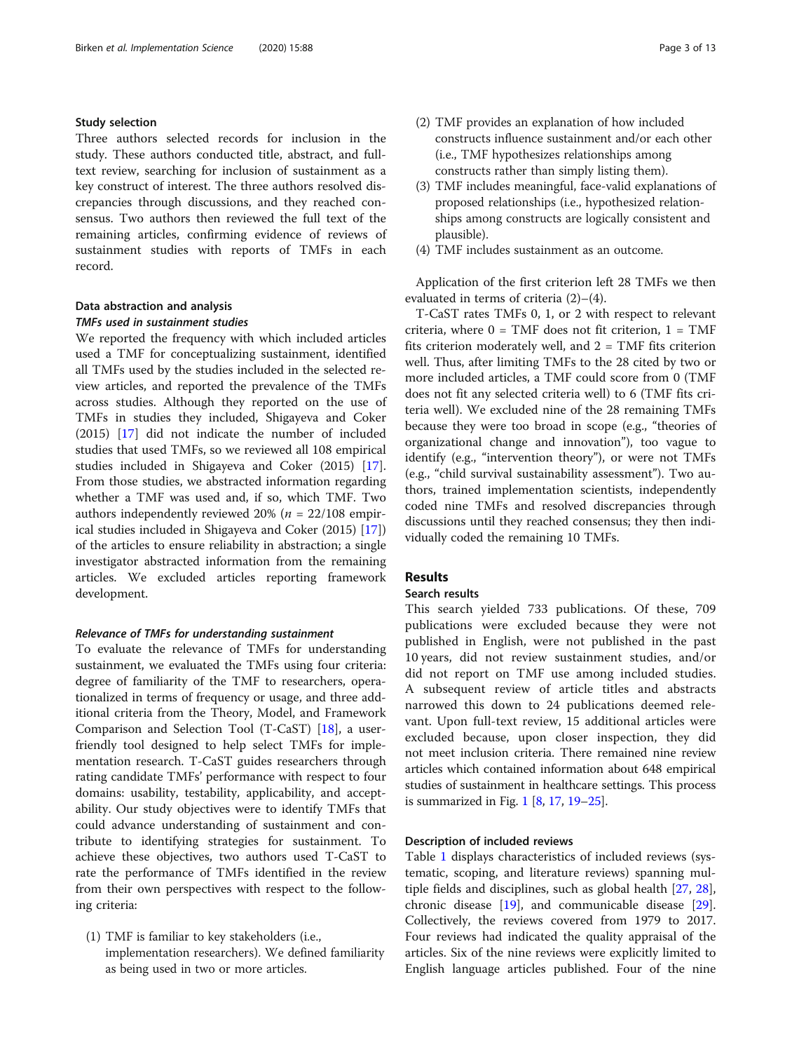### Study selection

Three authors selected records for inclusion in the study. These authors conducted title, abstract, and full-text review, searching for inclusion of sustainment as a key construct of interest. The three authors resolved discrepancies through discussions, and they reached consensus. Two authors then reviewed the full text of the remaining articles, confirming evidence of reviews of sustainment studies with reports of TMFs in each record.

### Data abstraction and analysis

#### *TMFs used in sustainment studies*

We reported the frequency with which included articles used a TMF for conceptualizing sustainment, identified all TMFs used by the studies included in the selected review articles, and reported the prevalence of the TMFs across studies. Although they reported on the use of TMFs in studies they included, Shigayeva and Coker (2015) [17] did not indicate the number of included studies that used TMFs, so we reviewed all 108 empirical studies included in Shigayeva and Coker (2015) [17]. From those studies, we abstracted information regarding whether a TMF was used and, if so, which TMF. Two authors independently reviewed 20% ($n$ = 22/108 empirical studies included in Shigayeva and Coker (2015) [17]) of the articles to ensure reliability in abstraction; a single investigator abstracted information from the remaining articles. We excluded articles reporting framework development.

#### *Relevance of TMFs for understanding sustainment*

To evaluate the relevance of TMFs for understanding sustainment, we evaluated the TMFs using four criteria: degree of familiarity of the TMF to researchers, operationalized in terms of frequency or usage, and three additional criteria from the Theory, Model, and Framework Comparison and Selection Tool (T-CaST) [18], a user-friendly tool designed to help select TMFs for implementation research. T-CaST guides researchers through rating candidate TMFs' performance with respect to four domains: usability, testability, applicability, and acceptability. Our study objectives were to identify TMFs that could advance understanding of sustainment and contribute to identifying strategies for sustainment. To achieve these objectives, two authors used T-CaST to rate the performance of TMFs identified in the review from their own perspectives with respect to the following criteria:

(1) TMF is familiar to key stakeholders (i.e., implementation researchers). We defined familiarity as being used in two or more articles.
(2) TMF provides an explanation of how included constructs influence sustainment and/or each other (i.e., TMF hypothesizes relationships among constructs rather than simply listing them).
(3) TMF includes meaningful, face-valid explanations of proposed relationships (i.e., hypothesized relationships among constructs are logically consistent and plausible).
(4) TMF includes sustainment as an outcome.

Application of the first criterion left 28 TMFs we then evaluated in terms of criteria (2)–(4).

T-CaST rates TMFs 0, 1, or 2 with respect to relevant criteria, where 0 = TMF does not fit criterion, 1 = TMF fits criterion moderately well, and 2 = TMF fits criterion well. Thus, after limiting TMFs to the 28 cited by two or more included articles, a TMF could score from 0 (TMF does not fit any selected criteria well) to 6 (TMF fits criteria well). We excluded nine of the 28 remaining TMFs because they were too broad in scope (e.g., "theories of organizational change and innovation"), too vague to identify (e.g., "intervention theory"), or were not TMFs (e.g., "child survival sustainability assessment"). Two authors, trained implementation scientists, independently coded nine TMFs and resolved discrepancies through discussions until they reached consensus; they then individually coded the remaining 10 TMFs.

## Results

### Search results

This search yielded 733 publications. Of these, 709 publications were excluded because they were not published in English, were not published in the past 10 years, did not review sustainment studies, and/or did not report on TMF use among included studies. A subsequent review of article titles and abstracts narrowed this down to 24 publications deemed relevant. Upon full-text review, 15 additional articles were excluded because, upon closer inspection, they did not meet inclusion criteria. There remained nine review articles which contained information about 648 empirical studies of sustainment in healthcare settings. This process is summarized in Fig. 1 [8, 17, 19–25].

### Description of included reviews

Table 1 displays characteristics of included reviews (systematic, scoping, and literature reviews) spanning multiple fields and disciplines, such as global health [27, 28], chronic disease [19], and communicable disease [29]. Collectively, the reviews covered from 1979 to 2017. Four reviews had indicated the quality appraisal of the articles. Six of the nine reviews were explicitly limited to English language articles published. Four of the nine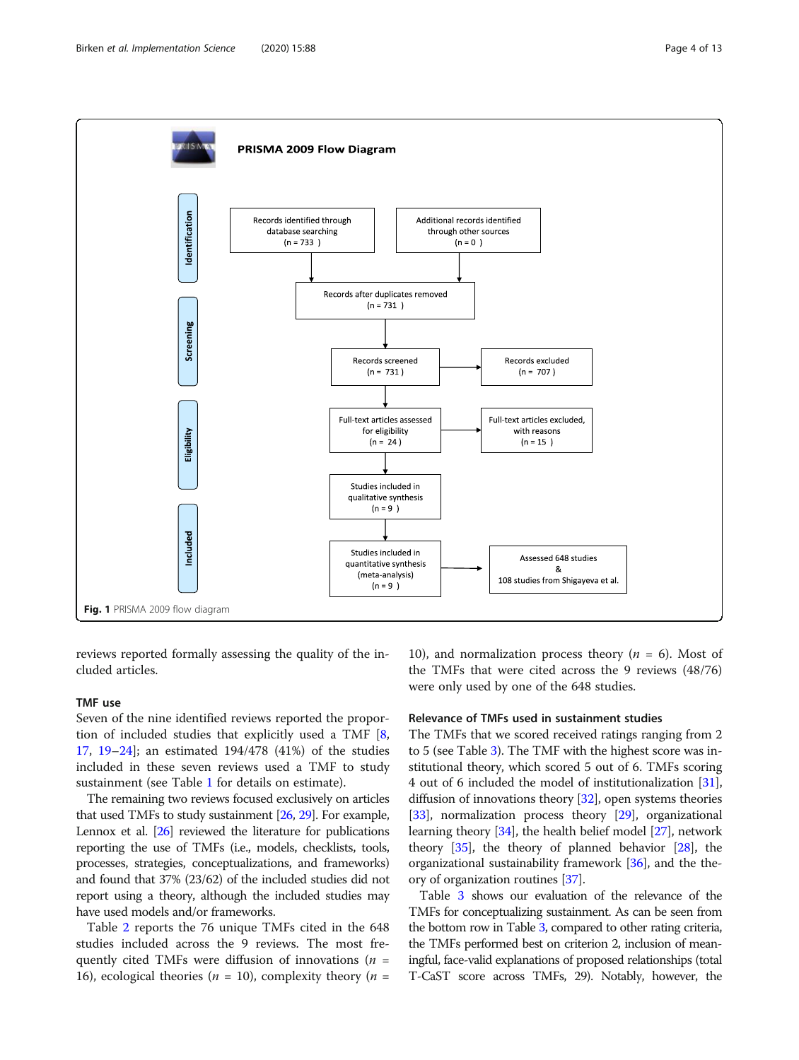PRISMA 2009 Flow Diagram

Identification

- Records identified through database searching (n = 733)
- Additional records identified through other sources (n = 0)

Screening

- Records after duplicates removed (n = 731)
- Records screened (n = 731)
- Records excluded (n = 707)

Eligibility

- Full-text articles assessed for eligibility (n = 24)
- Full-text articles excluded, with reasons (n = 15)

Included

- Studies included in qualitative synthesis (n = 9)
- Studies included in quantitative synthesis (meta-analysis) (n = 9)
- Assessed 648 studies & 108 studies from Shigayeva et al.

**Fig. 1** PRISMA 2009 flow diagram

reviews reported formally assessing the quality of the included articles.

### TMF use

Seven of the nine identified reviews reported the proportion of included studies that explicitly used a TMF [8, 17, 19–24]; an estimated 194/478 (41%) of the studies included in these seven reviews used a TMF to study sustainment (see Table 1 for details on estimate).

The remaining two reviews focused exclusively on articles that used TMFs to study sustainment [26, 29]. For example, Lennox et al. [26] reviewed the literature for publications reporting the use of TMFs (i.e., models, checklists, tools, processes, strategies, conceptualizations, and frameworks) and found that 37% (23/62) of the included studies did not report using a theory, although the included studies may have used models and/or frameworks.

Table 2 reports the 76 unique TMFs cited in the 648 studies included across the 9 reviews. The most frequently cited TMFs were diffusion of innovations ($n$ = 16), ecological theories ($n$ = 10), complexity theory ($n$ = 10), and normalization process theory ($n$ = 6). Most of the TMFs that were cited across the 9 reviews (48/76) were only used by one of the 648 studies.

### Relevance of TMFs used in sustainment studies

The TMFs that we scored received ratings ranging from 2 to 5 (see Table 3). The TMF with the highest score was institutional theory, which scored 5 out of 6. TMFs scoring 4 out of 6 included the model of institutionalization [31], diffusion of innovations theory [32], open systems theories [33], normalization process theory [29], organizational learning theory [34], the health belief model [27], network theory [35], the theory of planned behavior [28], the organizational sustainability framework [36], and the theory of organization routines [37].

Table 3 shows our evaluation of the relevance of the TMFs for conceptualizing sustainment. As can be seen from the bottom row in Table 3, compared to other rating criteria, the TMFs performed best on criterion 2, inclusion of meaningful, face-valid explanations of proposed relationships (total T-CaST score across TMFs, 29). Notably, however, the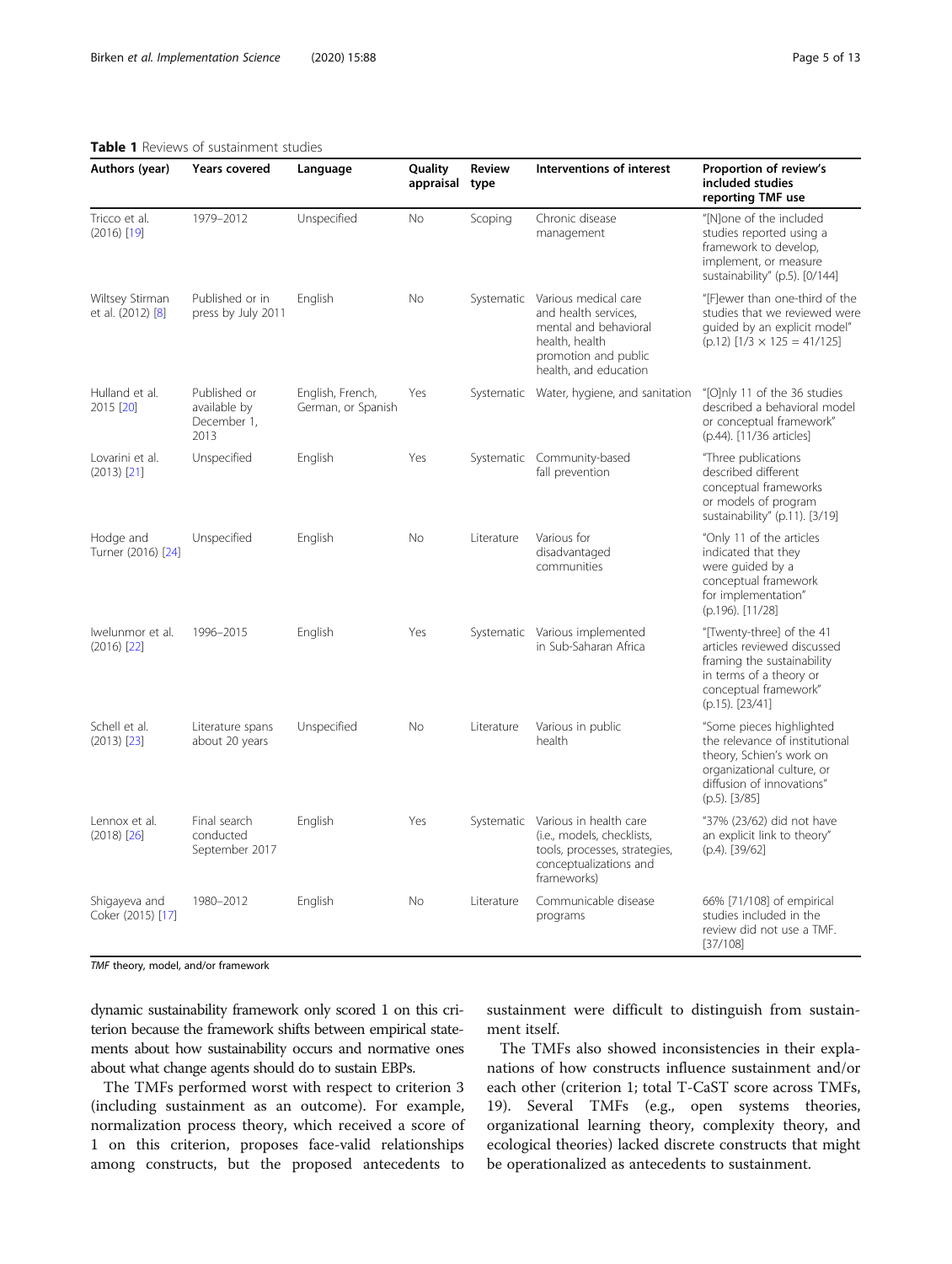**Table 1** Reviews of sustainment studies

| Authors (year) | Years covered | Language | Quality appraisal | Review type | Interventions of interest | Proportion of review's included studies reporting TMF use |
|---|---|---|---|---|---|---|
| Tricco et al. (2016) [19] | 1979–2012 | Unspecified | No | Scoping | Chronic disease management | "[N]one of the included studies reported using a framework to develop, implement, or measure sustainability" (p.5). [0/144] |
| Wiltsey Stirman et al. (2012) [8] | Published or in press by July 2011 | English | No | Systematic | Various medical care and health services, mental and behavioral health, health promotion and public health, and education | "[F]ewer than one-third of the studies that we reviewed were guided by an explicit model" (p.12) [1/3 × 125 = 41/125] |
| Hulland et al. 2015 [20] | Published or available by December 1, 2013 | English, French, German, or Spanish | Yes | Systematic | Water, hygiene, and sanitation | "[O]nly 11 of the 36 studies described a behavioral model or conceptual framework" (p.44). [11/36 articles] |
| Lovarini et al. (2013) [21] | Unspecified | English | Yes | Systematic | Community-based fall prevention | "Three publications described different conceptual frameworks or models of program sustainability" (p.11). [3/19] |
| Hodge and Turner (2016) [24] | Unspecified | English | No | Literature | Various for disadvantaged communities | "Only 11 of the articles indicated that they were guided by a conceptual framework for implementation" (p.196). [11/28] |
| Iwelunmor et al. (2016) [22] | 1996–2015 | English | Yes | Systematic | Various implemented in Sub-Saharan Africa | "[Twenty-three] of the 41 articles reviewed discussed framing the sustainability in terms of a theory or conceptual framework" (p.15). [23/41] |
| Schell et al. (2013) [23] | Literature spans about 20 years | Unspecified | No | Literature | Various in public health | "Some pieces highlighted the relevance of institutional theory, Schien's work on organizational culture, or diffusion of innovations" (p.5). [3/85] |
| Lennox et al. (2018) [26] | Final search conducted September 2017 | English | Yes | Systematic | Various in health care (i.e., models, checklists, tools, processes, strategies, conceptualizations and frameworks) | "37% (23/62) did not have an explicit link to theory" (p.4). [39/62] |
| Shigayeva and Coker (2015) [17] | 1980–2012 | English | No | Literature | Communicable disease programs | 66% [71/108] of empirical studies included in the review did not use a TMF. [37/108] |

*TMF* theory, model, and/or framework

dynamic sustainability framework only scored 1 on this criterion because the framework shifts between empirical statements about how sustainability occurs and normative ones about what change agents should do to sustain EBPs.

The TMFs performed worst with respect to criterion 3 (including sustainment as an outcome). For example, normalization process theory, which received a score of 1 on this criterion, proposes face-valid relationships among constructs, but the proposed antecedents to sustainment were difficult to distinguish from sustainment itself.

The TMFs also showed inconsistencies in their explanations of how constructs influence sustainment and/or each other (criterion 1; total T-CaST score across TMFs, 19). Several TMFs (e.g., open systems theories, organizational learning theory, complexity theory, and ecological theories) lacked discrete constructs that might be operationalized as antecedents to sustainment.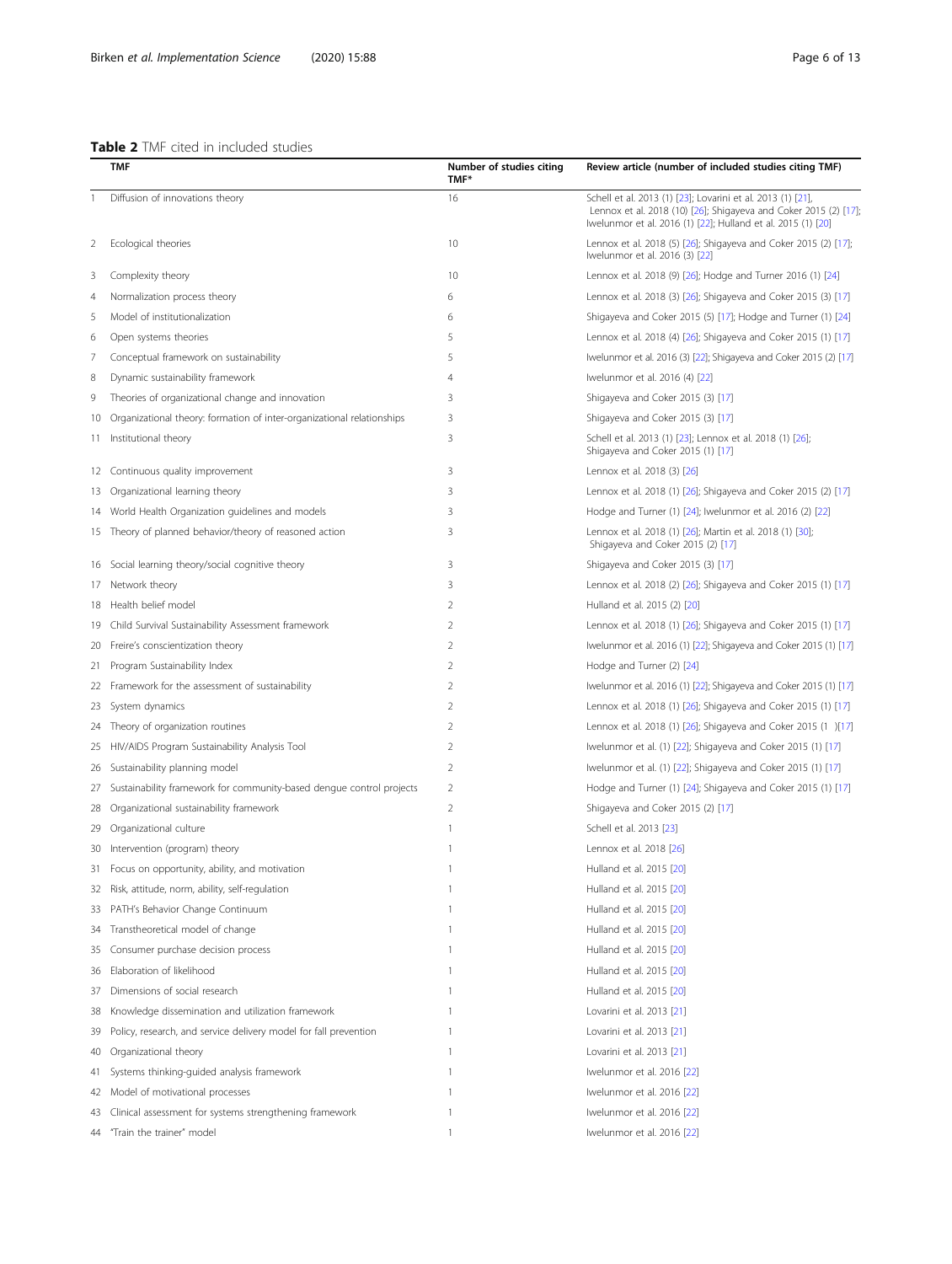**Table 2** TMF cited in included studies

| | TMF | Number of studies citing TMF* | Review article (number of included studies citing TMF) |
|---|---|---|---|
| 1 | Diffusion of innovations theory | 16 | Schell et al. 2013 (1) [23]; Lovarini et al. 2013 (1) [21], Lennox et al. 2018 (10) [26]; Shigayeva and Coker 2015 (2) [17]; Iwelunmor et al. 2016 (1) [22]; Hulland et al. 2015 (1) [20] |
| 2 | Ecological theories | 10 | Lennox et al. 2018 (5) [26]; Shigayeva and Coker 2015 (2) [17]; Iwelunmor et al. 2016 (3) [22] |
| 3 | Complexity theory | 10 | Lennox et al. 2018 (9) [26]; Hodge and Turner 2016 (1) [24] |
| 4 | Normalization process theory | 6 | Lennox et al. 2018 (3) [26]; Shigayeva and Coker 2015 (3) [17] |
| 5 | Model of institutionalization | 6 | Shigayeva and Coker 2015 (5) [17]; Hodge and Turner (1) [24] |
| 6 | Open systems theories | 5 | Lennox et al. 2018 (4) [26]; Shigayeva and Coker 2015 (1) [17] |
| 7 | Conceptual framework on sustainability | 5 | Iwelunmor et al. 2016 (3) [22]; Shigayeva and Coker 2015 (2) [17] |
| 8 | Dynamic sustainability framework | 4 | Iwelunmor et al. 2016 (4) [22] |
| 9 | Theories of organizational change and innovation | 3 | Shigayeva and Coker 2015 (3) [17] |
| 10 | Organizational theory: formation of inter-organizational relationships | 3 | Shigayeva and Coker 2015 (3) [17] |
| 11 | Institutional theory | 3 | Schell et al. 2013 (1) [23]; Lennox et al. 2018 (1) [26]; Shigayeva and Coker 2015 (1) [17] |
| 12 | Continuous quality improvement | 3 | Lennox et al. 2018 (3) [26] |
| 13 | Organizational learning theory | 3 | Lennox et al. 2018 (1) [26]; Shigayeva and Coker 2015 (2) [17] |
| 14 | World Health Organization guidelines and models | 3 | Hodge and Turner (1) [24]; Iwelunmor et al. 2016 (2) [22] |
| 15 | Theory of planned behavior/theory of reasoned action | 3 | Lennox et al. 2018 (1) [26]; Martin et al. 2018 (1) [30]; Shigayeva and Coker 2015 (2) [17] |
| 16 | Social learning theory/social cognitive theory | 3 | Shigayeva and Coker 2015 (3) [17] |
| 17 | Network theory | 3 | Lennox et al. 2018 (2) [26]; Shigayeva and Coker 2015 (1) [17] |
| 18 | Health belief model | 2 | Hulland et al. 2015 (2) [20] |
| 19 | Child Survival Sustainability Assessment framework | 2 | Lennox et al. 2018 (1) [26]; Shigayeva and Coker 2015 (1) [17] |
| 20 | Freire's conscientization theory | 2 | Iwelunmor et al. 2016 (1) [22]; Shigayeva and Coker 2015 (1) [17] |
| 21 | Program Sustainability Index | 2 | Hodge and Turner (2) [24] |
| 22 | Framework for the assessment of sustainability | 2 | Iwelunmor et al. 2016 (1) [22]; Shigayeva and Coker 2015 (1) [17] |
| 23 | System dynamics | 2 | Lennox et al. 2018 (1) [26]; Shigayeva and Coker 2015 (1) [17] |
| 24 | Theory of organization routines | 2 | Lennox et al. 2018 (1) [26]; Shigayeva and Coker 2015 (1 )[17] |
| 25 | HIV/AIDS Program Sustainability Analysis Tool | 2 | Iwelunmor et al. (1) [22]; Shigayeva and Coker 2015 (1) [17] |
| 26 | Sustainability planning model | 2 | Iwelunmor et al. (1) [22]; Shigayeva and Coker 2015 (1) [17] |
| 27 | Sustainability framework for community-based dengue control projects | 2 | Hodge and Turner (1) [24]; Shigayeva and Coker 2015 (1) [17] |
| 28 | Organizational sustainability framework | 2 | Shigayeva and Coker 2015 (2) [17] |
| 29 | Organizational culture | 1 | Schell et al. 2013 [23] |
| 30 | Intervention (program) theory | 1 | Lennox et al. 2018 [26] |
| 31 | Focus on opportunity, ability, and motivation | 1 | Hulland et al. 2015 [20] |
| 32 | Risk, attitude, norm, ability, self-regulation | 1 | Hulland et al. 2015 [20] |
| 33 | PATH's Behavior Change Continuum | 1 | Hulland et al. 2015 [20] |
| 34 | Transtheoretical model of change | 1 | Hulland et al. 2015 [20] |
| 35 | Consumer purchase decision process | 1 | Hulland et al. 2015 [20] |
| 36 | Elaboration of likelihood | 1 | Hulland et al. 2015 [20] |
| 37 | Dimensions of social research | 1 | Hulland et al. 2015 [20] |
| 38 | Knowledge dissemination and utilization framework | 1 | Lovarini et al. 2013 [21] |
| 39 | Policy, research, and service delivery model for fall prevention | 1 | Lovarini et al. 2013 [21] |
| 40 | Organizational theory | 1 | Lovarini et al. 2013 [21] |
| 41 | Systems thinking-guided analysis framework | 1 | Iwelunmor et al. 2016 [22] |
| 42 | Model of motivational processes | 1 | Iwelunmor et al. 2016 [22] |
| 43 | Clinical assessment for systems strengthening framework | 1 | Iwelunmor et al. 2016 [22] |
| 44 | "Train the trainer" model | 1 | Iwelunmor et al. 2016 [22] |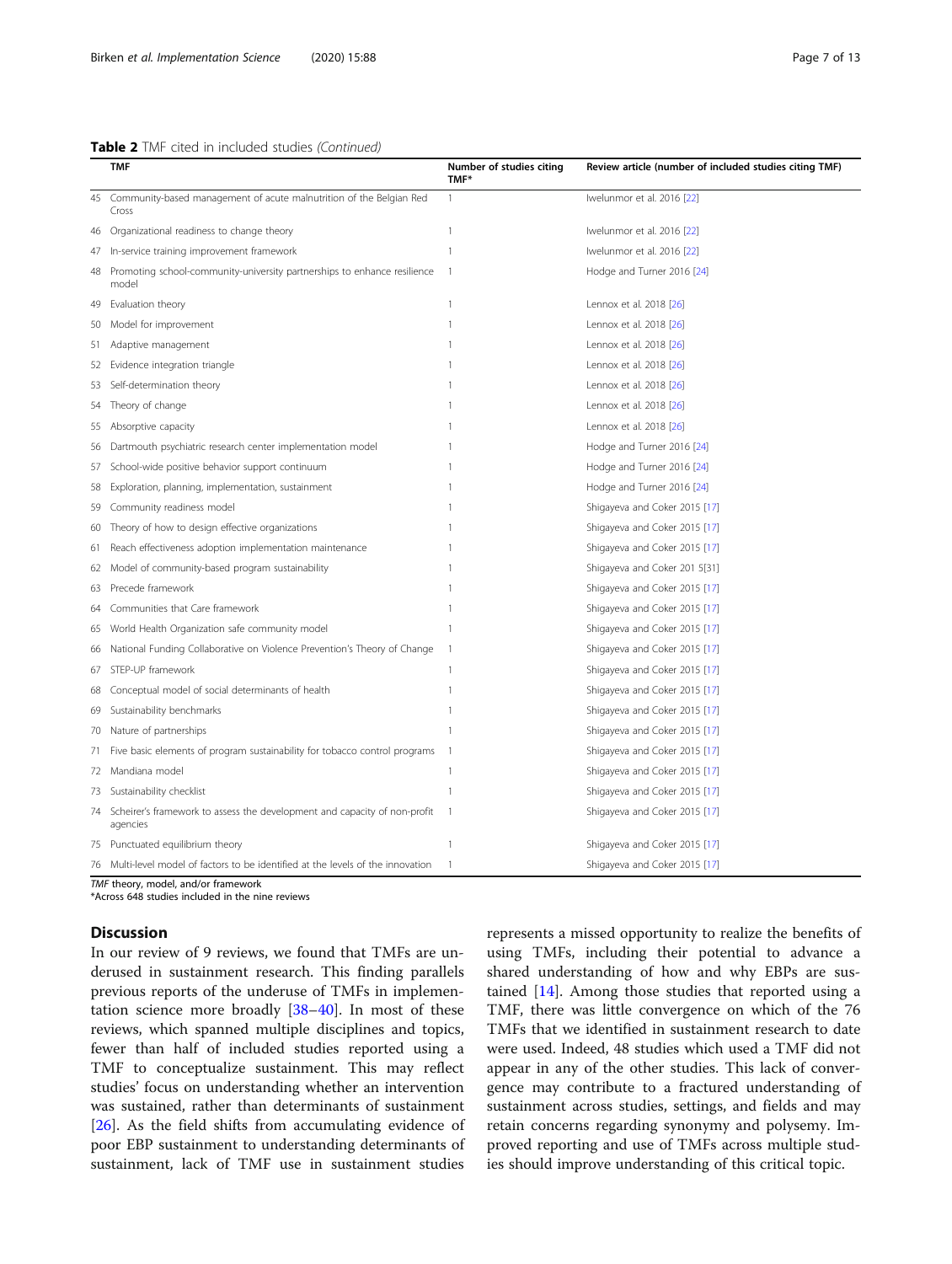**Table 2** TMF cited in included studies *(Continued)*

| | TMF | Number of studies citing TMF* | Review article (number of included studies citing TMF) |
|---|---|---|---|
| 45 | Community-based management of acute malnutrition of the Belgian Red Cross | 1 | Iwelunmor et al. 2016 [22] |
| 46 | Organizational readiness to change theory | 1 | Iwelunmor et al. 2016 [22] |
| 47 | In-service training improvement framework | 1 | Iwelunmor et al. 2016 [22] |
| 48 | Promoting school-community-university partnerships to enhance resilience model | 1 | Hodge and Turner 2016 [24] |
| 49 | Evaluation theory | 1 | Lennox et al. 2018 [26] |
| 50 | Model for improvement | 1 | Lennox et al. 2018 [26] |
| 51 | Adaptive management | 1 | Lennox et al. 2018 [26] |
| 52 | Evidence integration triangle | 1 | Lennox et al. 2018 [26] |
| 53 | Self-determination theory | 1 | Lennox et al. 2018 [26] |
| 54 | Theory of change | 1 | Lennox et al. 2018 [26] |
| 55 | Absorptive capacity | 1 | Lennox et al. 2018 [26] |
| 56 | Dartmouth psychiatric research center implementation model | 1 | Hodge and Turner 2016 [24] |
| 57 | School-wide positive behavior support continuum | 1 | Hodge and Turner 2016 [24] |
| 58 | Exploration, planning, implementation, sustainment | 1 | Hodge and Turner 2016 [24] |
| 59 | Community readiness model | 1 | Shigayeva and Coker 2015 [17] |
| 60 | Theory of how to design effective organizations | 1 | Shigayeva and Coker 2015 [17] |
| 61 | Reach effectiveness adoption implementation maintenance | 1 | Shigayeva and Coker 2015 [17] |
| 62 | Model of community-based program sustainability | 1 | Shigayeva and Coker 201 5[31] |
| 63 | Precede framework | 1 | Shigayeva and Coker 2015 [17] |
| 64 | Communities that Care framework | 1 | Shigayeva and Coker 2015 [17] |
| 65 | World Health Organization safe community model | 1 | Shigayeva and Coker 2015 [17] |
| 66 | National Funding Collaborative on Violence Prevention's Theory of Change | 1 | Shigayeva and Coker 2015 [17] |
| 67 | STEP-UP framework | 1 | Shigayeva and Coker 2015 [17] |
| 68 | Conceptual model of social determinants of health | 1 | Shigayeva and Coker 2015 [17] |
| 69 | Sustainability benchmarks | 1 | Shigayeva and Coker 2015 [17] |
| 70 | Nature of partnerships | 1 | Shigayeva and Coker 2015 [17] |
| 71 | Five basic elements of program sustainability for tobacco control programs | 1 | Shigayeva and Coker 2015 [17] |
| 72 | Mandiana model | 1 | Shigayeva and Coker 2015 [17] |
| 73 | Sustainability checklist | 1 | Shigayeva and Coker 2015 [17] |
| 74 | Scheirer's framework to assess the development and capacity of non-profit agencies | 1 | Shigayeva and Coker 2015 [17] |
| 75 | Punctuated equilibrium theory | 1 | Shigayeva and Coker 2015 [17] |
| 76 | Multi-level model of factors to be identified at the levels of the innovation | 1 | Shigayeva and Coker 2015 [17] |

*TMF* theory, model, and/or framework
*Across 648 studies included in the nine reviews

## Discussion

In our review of 9 reviews, we found that TMFs are underused in sustainment research. This finding parallels previous reports of the underuse of TMFs in implementation science more broadly [38–40]. In most of these reviews, which spanned multiple disciplines and topics, fewer than half of included studies reported using a TMF to conceptualize sustainment. This may reflect studies' focus on understanding whether an intervention was sustained, rather than determinants of sustainment [26]. As the field shifts from accumulating evidence of poor EBP sustainment to understanding determinants of sustainment, lack of TMF use in sustainment studies represents a missed opportunity to realize the benefits of using TMFs, including their potential to advance a shared understanding of how and why EBPs are sustained [14]. Among those studies that reported using a TMF, there was little convergence on which of the 76 TMFs that we identified in sustainment research to date were used. Indeed, 48 studies which used a TMF did not appear in any of the other studies. This lack of convergence may contribute to a fractured understanding of sustainment across studies, settings, and fields and may retain concerns regarding synonymy and polysemy. Improved reporting and use of TMFs across multiple studies should improve understanding of this critical topic.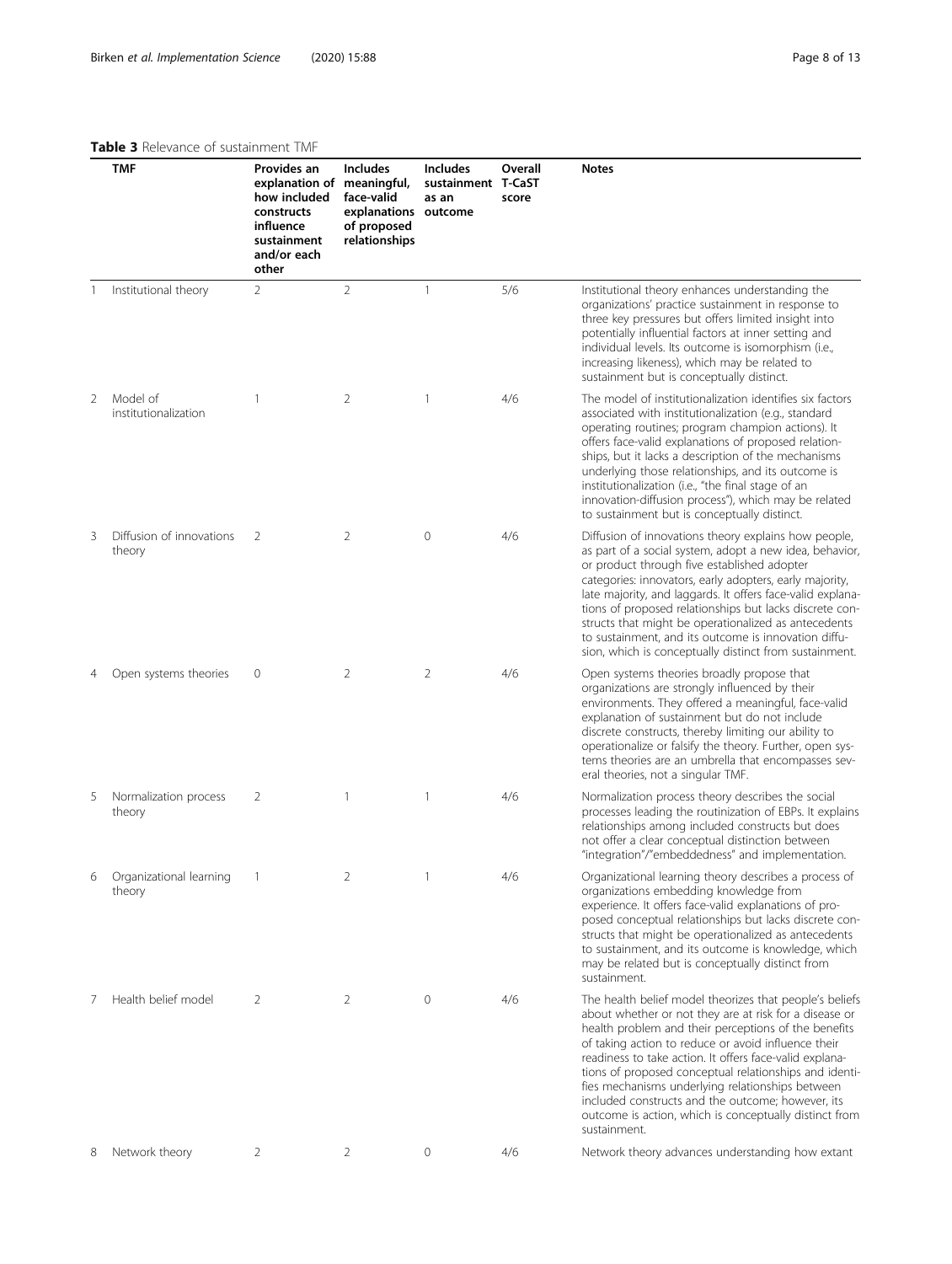**Table 3** Relevance of sustainment TMF

| | TMF | Provides an explanation of how included constructs influence sustainment and/or each other | Includes meaningful, face-valid explanations of proposed relationships | Includes sustainment as an outcome | Overall T-CaST score | Notes |
|---|---|---|---|---|---|---|
| 1 | Institutional theory | 2 | 2 | 1 | 5/6 | Institutional theory enhances understanding the organizations' practice sustainment in response to three key pressures but offers limited insight into potentially influential factors at inner setting and individual levels. Its outcome is isomorphism (i.e., increasing likeness), which may be related to sustainment but is conceptually distinct. |
| 2 | Model of institutionalization | 1 | 2 | 1 | 4/6 | The model of institutionalization identifies six factors associated with institutionalization (e.g., standard operating routines; program champion actions). It offers face-valid explanations of proposed relationships, but it lacks a description of the mechanisms underlying those relationships, and its outcome is institutionalization (i.e., "the final stage of an innovation-diffusion process"), which may be related to sustainment but is conceptually distinct. |
| 3 | Diffusion of innovations theory | 2 | 2 | 0 | 4/6 | Diffusion of innovations theory explains how people, as part of a social system, adopt a new idea, behavior, or product through five established adopter categories: innovators, early adopters, early majority, late majority, and laggards. It offers face-valid explanations of proposed relationships but lacks discrete constructs that might be operationalized as antecedents to sustainment, and its outcome is innovation diffusion, which is conceptually distinct from sustainment. |
| 4 | Open systems theories | 0 | 2 | 2 | 4/6 | Open systems theories broadly propose that organizations are strongly influenced by their environments. They offered a meaningful, face-valid explanation of sustainment but do not include discrete constructs, thereby limiting our ability to operationalize or falsify the theory. Further, open systems theories are an umbrella that encompasses several theories, not a singular TMF. |
| 5 | Normalization process theory | 2 | 1 | 1 | 4/6 | Normalization process theory describes the social processes leading the routinization of EBPs. It explains relationships among included constructs but does not offer a clear conceptual distinction between "integration"/"embeddedness" and implementation. |
| 6 | Organizational learning theory | 1 | 2 | 1 | 4/6 | Organizational learning theory describes a process of organizations embedding knowledge from experience. It offers face-valid explanations of proposed conceptual relationships but lacks discrete constructs that might be operationalized as antecedents to sustainment, and its outcome is knowledge, which may be related but is conceptually distinct from sustainment. |
| 7 | Health belief model | 2 | 2 | 0 | 4/6 | The health belief model theorizes that people's beliefs about whether or not they are at risk for a disease or health problem and their perceptions of the benefits of taking action to reduce or avoid influence their readiness to take action. It offers face-valid explanations of proposed conceptual relationships and identifies mechanisms underlying relationships between included constructs and the outcome; however, its outcome is action, which is conceptually distinct from sustainment. |
| 8 | Network theory | 2 | 2 | 0 | 4/6 | Network theory advances understanding how extant |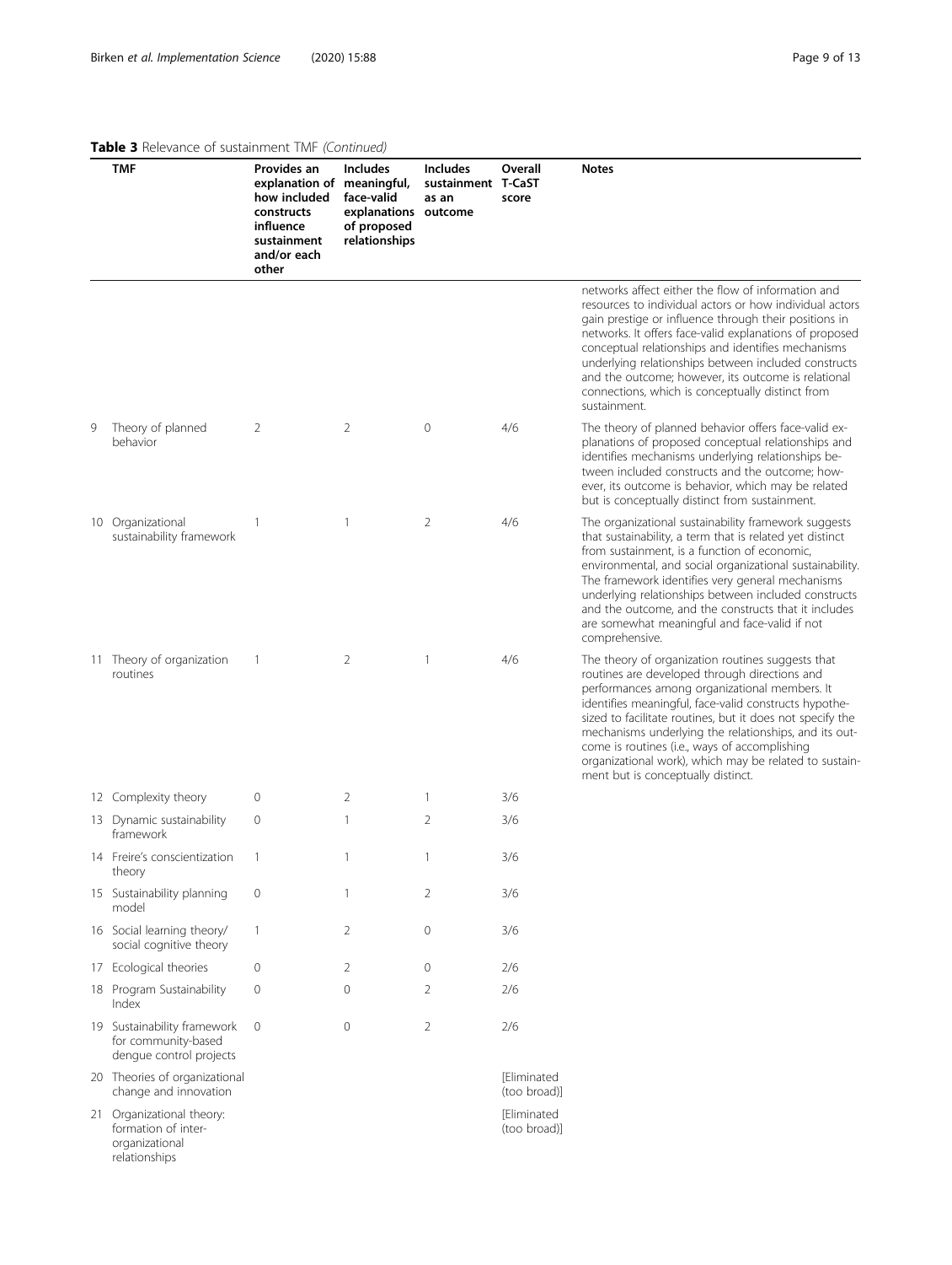**Table 3** Relevance of sustainment TMF *(Continued)*

| | TMF | Provides an explanation of how included constructs influence sustainment and/or each other | Includes meaningful, face-valid explanations of proposed relationships | Includes sustainment as an outcome | Overall T-CaST score | Notes |
|---|---|---|---|---|---|---|
| | | | | | | networks affect either the flow of information and resources to individual actors or how individual actors gain prestige or influence through their positions in networks. It offers face-valid explanations of proposed conceptual relationships and identifies mechanisms underlying relationships between included constructs and the outcome; however, its outcome is relational connections, which is conceptually distinct from sustainment. |
| 9 | Theory of planned behavior | 2 | 2 | 0 | 4/6 | The theory of planned behavior offers face-valid explanations of proposed conceptual relationships and identifies mechanisms underlying relationships between included constructs and the outcome; however, its outcome is behavior, which may be related but is conceptually distinct from sustainment. |
| 10 | Organizational sustainability framework | 1 | 1 | 2 | 4/6 | The organizational sustainability framework suggests that sustainability, a term that is related yet distinct from sustainment, is a function of economic, environmental, and social organizational sustainability. The framework identifies very general mechanisms underlying relationships between included constructs and the outcome, and the constructs that it includes are somewhat meaningful and face-valid if not comprehensive. |
| 11 | Theory of organization routines | 1 | 2 | 1 | 4/6 | The theory of organization routines suggests that routines are developed through directions and performances among organizational members. It identifies meaningful, face-valid constructs hypothesized to facilitate routines, but it does not specify the mechanisms underlying the relationships, and its outcome is routines (i.e., ways of accomplishing organizational work), which may be related to sustainment but is conceptually distinct. |
| 12 | Complexity theory | 0 | 2 | 1 | 3/6 | |
| 13 | Dynamic sustainability framework | 0 | 1 | 2 | 3/6 | |
| 14 | Freire's conscientization theory | 1 | 1 | 1 | 3/6 | |
| 15 | Sustainability planning model | 0 | 1 | 2 | 3/6 | |
| 16 | Social learning theory/ social cognitive theory | 1 | 2 | 0 | 3/6 | |
| 17 | Ecological theories | 0 | 2 | 0 | 2/6 | |
| 18 | Program Sustainability Index | 0 | 0 | 2 | 2/6 | |
| 19 | Sustainability framework for community-based dengue control projects | 0 | 0 | 2 | 2/6 | |
| 20 | Theories of organizational change and innovation | | | | [Eliminated (too broad)] | |
| 21 | Organizational theory: formation of inter-organizational relationships | | | | [Eliminated (too broad)] | |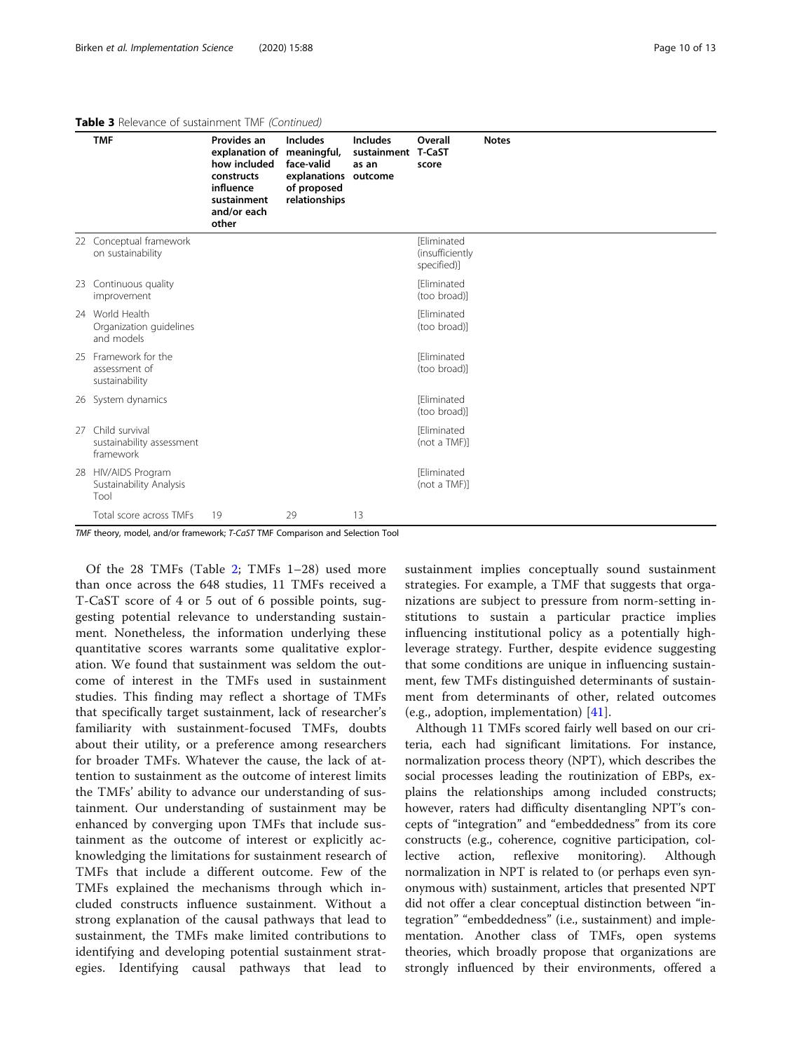**Table 3** Relevance of sustainment TMF *(Continued)*

| | TMF | Provides an explanation of how included constructs influence sustainment and/or each other | Includes meaningful, face-valid explanations of proposed relationships | Includes sustainment as an outcome | Overall T-CaST score | Notes |
|---|---|---|---|---|---|---|
| 22 | Conceptual framework on sustainability | | | | [Eliminated (insufficiently specified)] | |
| 23 | Continuous quality improvement | | | | [Eliminated (too broad)] | |
| 24 | World Health Organization guidelines and models | | | | [Eliminated (too broad)] | |
| 25 | Framework for the assessment of sustainability | | | | [Eliminated (too broad)] | |
| 26 | System dynamics | | | | [Eliminated (too broad)] | |
| 27 | Child survival sustainability assessment framework | | | | [Eliminated (not a TMF)] | |
| 28 | HIV/AIDS Program Sustainability Analysis Tool | | | | [Eliminated (not a TMF)] | |
| | Total score across TMFs | 19 | 29 | 13 | | |

*TMF* theory, model, and/or framework; *T-CaST* TMF Comparison and Selection Tool

Of the 28 TMFs (Table 2; TMFs 1–28) used more than once across the 648 studies, 11 TMFs received a T-CaST score of 4 or 5 out of 6 possible points, suggesting potential relevance to understanding sustainment. Nonetheless, the information underlying these quantitative scores warrants some qualitative exploration. We found that sustainment was seldom the outcome of interest in the TMFs used in sustainment studies. This finding may reflect a shortage of TMFs that specifically target sustainment, lack of researcher's familiarity with sustainment-focused TMFs, doubts about their utility, or a preference among researchers for broader TMFs. Whatever the cause, the lack of attention to sustainment as the outcome of interest limits the TMFs' ability to advance our understanding of sustainment. Our understanding of sustainment may be enhanced by converging upon TMFs that include sustainment as the outcome of interest or explicitly acknowledging the limitations for sustainment research of TMFs that include a different outcome. Few of the TMFs explained the mechanisms through which included constructs influence sustainment. Without a strong explanation of the causal pathways that lead to sustainment, the TMFs make limited contributions to identifying and developing potential sustainment strategies. Identifying causal pathways that lead to sustainment implies conceptually sound sustainment strategies. For example, a TMF that suggests that organizations are subject to pressure from norm-setting institutions to sustain a particular practice implies influencing institutional policy as a potentially high-leverage strategy. Further, despite evidence suggesting that some conditions are unique in influencing sustainment, few TMFs distinguished determinants of sustainment from determinants of other, related outcomes (e.g., adoption, implementation) [41].

Although 11 TMFs scored fairly well based on our criteria, each had significant limitations. For instance, normalization process theory (NPT), which describes the social processes leading the routinization of EBPs, explains the relationships among included constructs; however, raters had difficulty disentangling NPT's concepts of "integration" and "embeddedness" from its core constructs (e.g., coherence, cognitive participation, collective action, reflexive monitoring). Although normalization in NPT is related to (or perhaps even synonymous with) sustainment, articles that presented NPT did not offer a clear conceptual distinction between "integration" "embeddedness" (i.e., sustainment) and implementation. Another class of TMFs, open systems theories, which broadly propose that organizations are strongly influenced by their environments, offered a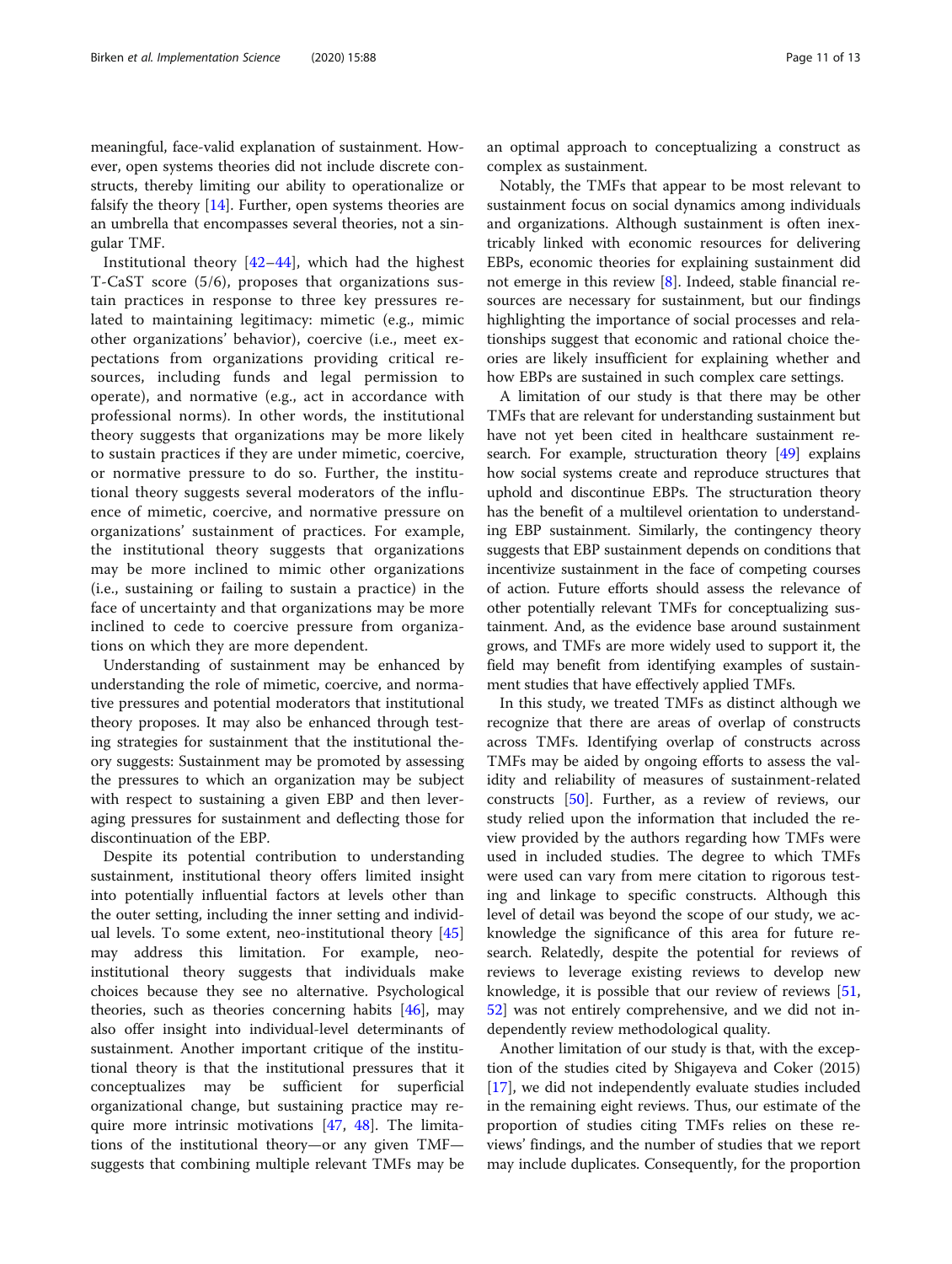meaningful, face-valid explanation of sustainment. However, open systems theories did not include discrete constructs, thereby limiting our ability to operationalize or falsify the theory [14]. Further, open systems theories are an umbrella that encompasses several theories, not a singular TMF.

Institutional theory [42–44], which had the highest T-CaST score (5/6), proposes that organizations sustain practices in response to three key pressures related to maintaining legitimacy: mimetic (e.g., mimic other organizations' behavior), coercive (i.e., meet expectations from organizations providing critical resources, including funds and legal permission to operate), and normative (e.g., act in accordance with professional norms). In other words, the institutional theory suggests that organizations may be more likely to sustain practices if they are under mimetic, coercive, or normative pressure to do so. Further, the institutional theory suggests several moderators of the influence of mimetic, coercive, and normative pressure on organizations' sustainment of practices. For example, the institutional theory suggests that organizations may be more inclined to mimic other organizations (i.e., sustaining or failing to sustain a practice) in the face of uncertainty and that organizations may be more inclined to cede to coercive pressure from organizations on which they are more dependent.

Understanding of sustainment may be enhanced by understanding the role of mimetic, coercive, and normative pressures and potential moderators that institutional theory proposes. It may also be enhanced through testing strategies for sustainment that the institutional theory suggests: Sustainment may be promoted by assessing the pressures to which an organization may be subject with respect to sustaining a given EBP and then leveraging pressures for sustainment and deflecting those for discontinuation of the EBP.

Despite its potential contribution to understanding sustainment, institutional theory offers limited insight into potentially influential factors at levels other than the outer setting, including the inner setting and individual levels. To some extent, neo-institutional theory [45] may address this limitation. For example, neo-institutional theory suggests that individuals make choices because they see no alternative. Psychological theories, such as theories concerning habits [46], may also offer insight into individual-level determinants of sustainment. Another important critique of the institutional theory is that the institutional pressures that it conceptualizes may be sufficient for superficial organizational change, but sustaining practice may require more intrinsic motivations [47, 48]. The limitations of the institutional theory—or any given TMF—suggests that combining multiple relevant TMFs may be an optimal approach to conceptualizing a construct as complex as sustainment.

Notably, the TMFs that appear to be most relevant to sustainment focus on social dynamics among individuals and organizations. Although sustainment is often inextricably linked with economic resources for delivering EBPs, economic theories for explaining sustainment did not emerge in this review [8]. Indeed, stable financial resources are necessary for sustainment, but our findings highlighting the importance of social processes and relationships suggest that economic and rational choice theories are likely insufficient for explaining whether and how EBPs are sustained in such complex care settings.

A limitation of our study is that there may be other TMFs that are relevant for understanding sustainment but have not yet been cited in healthcare sustainment research. For example, structuration theory [49] explains how social systems create and reproduce structures that uphold and discontinue EBPs. The structuration theory has the benefit of a multilevel orientation to understanding EBP sustainment. Similarly, the contingency theory suggests that EBP sustainment depends on conditions that incentivize sustainment in the face of competing courses of action. Future efforts should assess the relevance of other potentially relevant TMFs for conceptualizing sustainment. And, as the evidence base around sustainment grows, and TMFs are more widely used to support it, the field may benefit from identifying examples of sustainment studies that have effectively applied TMFs.

In this study, we treated TMFs as distinct although we recognize that there are areas of overlap of constructs across TMFs. Identifying overlap of constructs across TMFs may be aided by ongoing efforts to assess the validity and reliability of measures of sustainment-related constructs [50]. Further, as a review of reviews, our study relied upon the information that included the review provided by the authors regarding how TMFs were used in included studies. The degree to which TMFs were used can vary from mere citation to rigorous testing and linkage to specific constructs. Although this level of detail was beyond the scope of our study, we acknowledge the significance of this area for future research. Relatedly, despite the potential for reviews of reviews to leverage existing reviews to develop new knowledge, it is possible that our review of reviews [51, 52] was not entirely comprehensive, and we did not independently review methodological quality.

Another limitation of our study is that, with the exception of the studies cited by Shigayeva and Coker (2015) [17], we did not independently evaluate studies included in the remaining eight reviews. Thus, our estimate of the proportion of studies citing TMFs relies on these reviews' findings, and the number of studies that we report may include duplicates. Consequently, for the proportion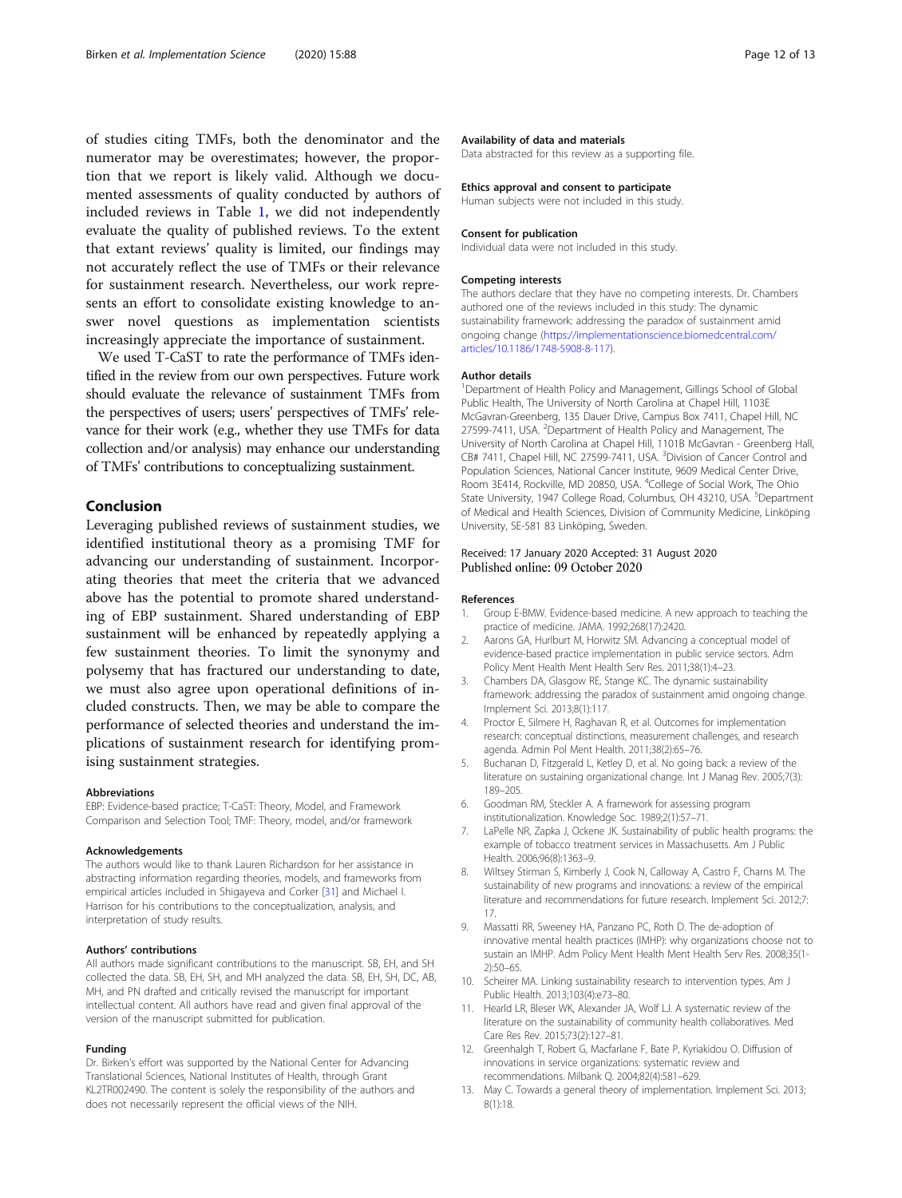of studies citing TMFs, both the denominator and the numerator may be overestimates; however, the proportion that we report is likely valid. Although we documented assessments of quality conducted by authors of included reviews in Table 1, we did not independently evaluate the quality of published reviews. To the extent that extant reviews' quality is limited, our findings may not accurately reflect the use of TMFs or their relevance for sustainment research. Nevertheless, our work represents an effort to consolidate existing knowledge to answer novel questions as implementation scientists increasingly appreciate the importance of sustainment.

We used T-CaST to rate the performance of TMFs identified in the review from our own perspectives. Future work should evaluate the relevance of sustainment TMFs from the perspectives of users; users' perspectives of TMFs' relevance for their work (e.g., whether they use TMFs for data collection and/or analysis) may enhance our understanding of TMFs' contributions to conceptualizing sustainment.

## Conclusion

Leveraging published reviews of sustainment studies, we identified institutional theory as a promising TMF for advancing our understanding of sustainment. Incorporating theories that meet the criteria that we advanced above has the potential to promote shared understanding of EBP sustainment. Shared understanding of EBP sustainment will be enhanced by repeatedly applying a few sustainment theories. To limit the synonymy and polysemy that has fractured our understanding to date, we must also agree upon operational definitions of included constructs. Then, we may be able to compare the performance of selected theories and understand the implications of sustainment research for identifying promising sustainment strategies.

#### Abbreviations

EBP: Evidence-based practice; T-CaST: Theory, Model, and Framework Comparison and Selection Tool; TMF: Theory, model, and/or framework

#### Acknowledgements

The authors would like to thank Lauren Richardson for her assistance in abstracting information regarding theories, models, and frameworks from empirical articles included in Shigayeva and Corker [31] and Michael I. Harrison for his contributions to the conceptualization, analysis, and interpretation of study results.

#### Authors' contributions

All authors made significant contributions to the manuscript. SB, EH, and SH collected the data. SB, EH, SH, and MH analyzed the data. SB, EH, SH, DC, AB, MH, and PN drafted and critically revised the manuscript for important intellectual content. All authors have read and given final approval of the version of the manuscript submitted for publication.

#### Funding

Dr. Birken's effort was supported by the National Center for Advancing Translational Sciences, National Institutes of Health, through Grant KL2TR002490. The content is solely the responsibility of the authors and does not necessarily represent the official views of the NIH.

#### Availability of data and materials

Data abstracted for this review as a supporting file.

#### Ethics approval and consent to participate

Human subjects were not included in this study.

#### Consent for publication

Individual data were not included in this study.

#### Competing interests

The authors declare that they have no competing interests. Dr. Chambers authored one of the reviews included in this study: The dynamic sustainability framework: addressing the paradox of sustainment amid ongoing change (https://implementationscience.biomedcentral.com/articles/10.1186/1748-5908-8-117).

#### Author details

[1]Department of Health Policy and Management, Gillings School of Global Public Health, The University of North Carolina at Chapel Hill, 1103E McGavran-Greenberg, 135 Dauer Drive, Campus Box 7411, Chapel Hill, NC 27599-7411, USA. [2]Department of Health Policy and Management, The University of North Carolina at Chapel Hill, 1101B McGavran - Greenberg Hall, CB# 7411, Chapel Hill, NC 27599-7411, USA. [3]Division of Cancer Control and Population Sciences, National Cancer Institute, 9609 Medical Center Drive, Room 3E414, Rockville, MD 20850, USA. [4]College of Social Work, The Ohio State University, 1947 College Road, Columbus, OH 43210, USA. [5]Department of Medical and Health Sciences, Division of Community Medicine, Linköping University, SE-581 83 Linköping, Sweden.

Received: 17 January 2020 Accepted: 31 August 2020
Published online: 09 October 2020

#### References

1. Group E-BMW. Evidence-based medicine. A new approach to teaching the practice of medicine. JAMA. 1992;268(17):2420.
2. Aarons GA, Hurlburt M, Horwitz SM. Advancing a conceptual model of evidence-based practice implementation in public service sectors. Adm Policy Ment Health Ment Health Serv Res. 2011;38(1):4–23.
3. Chambers DA, Glasgow RE, Stange KC. The dynamic sustainability framework: addressing the paradox of sustainment amid ongoing change. Implement Sci. 2013;8(1):117.
4. Proctor E, Silmere H, Raghavan R, et al. Outcomes for implementation research: conceptual distinctions, measurement challenges, and research agenda. Admin Pol Ment Health. 2011;38(2):65–76.
5. Buchanan D, Fitzgerald L, Ketley D, et al. No going back: a review of the literature on sustaining organizational change. Int J Manag Rev. 2005;7(3):189–205.
6. Goodman RM, Steckler A. A framework for assessing program institutionalization. Knowledge Soc. 1989;2(1):57–71.
7. LaPelle NR, Zapka J, Ockene JK. Sustainability of public health programs: the example of tobacco treatment services in Massachusetts. Am J Public Health. 2006;96(8):1363–9.
8. Wiltsey Stirman S, Kimberly J, Cook N, Calloway A, Castro F, Charns M. The sustainability of new programs and innovations: a review of the empirical literature and recommendations for future research. Implement Sci. 2012;7:17.
9. Massatti RR, Sweeney HA, Panzano PC, Roth D. The de-adoption of innovative mental health practices (IMHP): why organizations choose not to sustain an IMHP. Adm Policy Ment Health Ment Health Serv Res. 2008;35(1-2):50–65.
10. Scheirer MA. Linking sustainability research to intervention types. Am J Public Health. 2013;103(4):e73–80.
11. Hearld LR, Bleser WK, Alexander JA, Wolf LJ. A systematic review of the literature on the sustainability of community health collaboratives. Med Care Res Rev. 2015;73(2):127–81.
12. Greenhalgh T, Robert G, Macfarlane F, Bate P, Kyriakidou O. Diffusion of innovations in service organizations: systematic review and recommendations. Milbank Q. 2004;82(4):581–629.
13. May C. Towards a general theory of implementation. Implement Sci. 2013;8(1):18.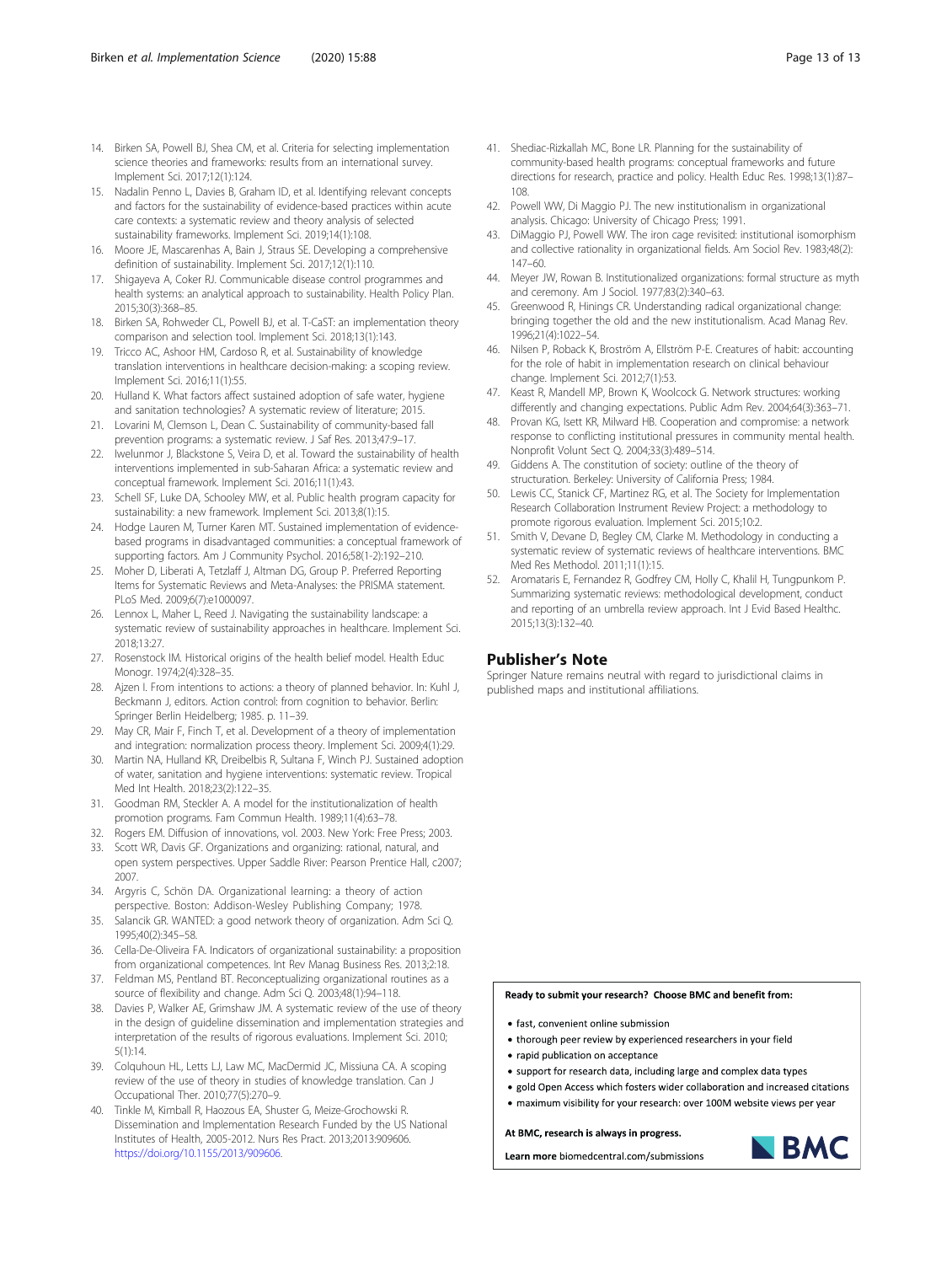14. Birken SA, Powell BJ, Shea CM, et al. Criteria for selecting implementation science theories and frameworks: results from an international survey. Implement Sci. 2017;12(1):124.
15. Nadalin Penno L, Davies B, Graham ID, et al. Identifying relevant concepts and factors for the sustainability of evidence-based practices within acute care contexts: a systematic review and theory analysis of selected sustainability frameworks. Implement Sci. 2019;14(1):108.
16. Moore JE, Mascarenhas A, Bain J, Straus SE. Developing a comprehensive definition of sustainability. Implement Sci. 2017;12(1):110.
17. Shigayeva A, Coker RJ. Communicable disease control programmes and health systems: an analytical approach to sustainability. Health Policy Plan. 2015;30(3):368–85.
18. Birken SA, Rohweder CL, Powell BJ, et al. T-CaST: an implementation theory comparison and selection tool. Implement Sci. 2018;13(1):143.
19. Tricco AC, Ashoor HM, Cardoso R, et al. Sustainability of knowledge translation interventions in healthcare decision-making: a scoping review. Implement Sci. 2016;11(1):55.
20. Hulland K. What factors affect sustained adoption of safe water, hygiene and sanitation technologies? A systematic review of literature; 2015.
21. Lovarini M, Clemson L, Dean C. Sustainability of community-based fall prevention programs: a systematic review. J Saf Res. 2013;47:9–17.
22. Iwelunmor J, Blackstone S, Veira D, et al. Toward the sustainability of health interventions implemented in sub-Saharan Africa: a systematic review and conceptual framework. Implement Sci. 2016;11(1):43.
23. Schell SF, Luke DA, Schooley MW, et al. Public health program capacity for sustainability: a new framework. Implement Sci. 2013;8(1):15.
24. Hodge Lauren M, Turner Karen MT. Sustained implementation of evidence-based programs in disadvantaged communities: a conceptual framework of supporting factors. Am J Community Psychol. 2016;58(1-2):192–210.
25. Moher D, Liberati A, Tetzlaff J, Altman DG, Group P. Preferred Reporting Items for Systematic Reviews and Meta-Analyses: the PRISMA statement. PLoS Med. 2009;6(7):e1000097.
26. Lennox L, Maher L, Reed J. Navigating the sustainability landscape: a systematic review of sustainability approaches in healthcare. Implement Sci. 2018;13:27.
27. Rosenstock IM. Historical origins of the health belief model. Health Educ Monogr. 1974;2(4):328–35.
28. Ajzen I. From intentions to actions: a theory of planned behavior. In: Kuhl J, Beckmann J, editors. Action control: from cognition to behavior. Berlin: Springer Berlin Heidelberg; 1985. p. 11–39.
29. May CR, Mair F, Finch T, et al. Development of a theory of implementation and integration: normalization process theory. Implement Sci. 2009;4(1):29.
30. Martin NA, Hulland KR, Dreibelbis R, Sultana F, Winch PJ. Sustained adoption of water, sanitation and hygiene interventions: systematic review. Tropical Med Int Health. 2018;23(2):122–35.
31. Goodman RM, Steckler A. A model for the institutionalization of health promotion programs. Fam Commun Health. 1989;11(4):63–78.
32. Rogers EM. Diffusion of innovations, vol. 2003. New York: Free Press; 2003.
33. Scott WR, Davis GF. Organizations and organizing: rational, natural, and open system perspectives. Upper Saddle River: Pearson Prentice Hall, c2007; 2007.
34. Argyris C, Schön DA. Organizational learning: a theory of action perspective. Boston: Addison-Wesley Publishing Company; 1978.
35. Salancik GR. WANTED: a good network theory of organization. Adm Sci Q. 1995;40(2):345–58.
36. Cella-De-Oliveira FA. Indicators of organizational sustainability: a proposition from organizational competences. Int Rev Manag Business Res. 2013;2:18.
37. Feldman MS, Pentland BT. Reconceptualizing organizational routines as a source of flexibility and change. Adm Sci Q. 2003;48(1):94–118.
38. Davies P, Walker AE, Grimshaw JM. A systematic review of the use of theory in the design of guideline dissemination and implementation strategies and interpretation of the results of rigorous evaluations. Implement Sci. 2010;5(1):14.
39. Colquhoun HL, Letts LJ, Law MC, MacDermid JC, Missiuna CA. A scoping review of the use of theory in studies of knowledge translation. Can J Occupational Ther. 2010;77(5):270–9.
40. Tinkle M, Kimball R, Haozous EA, Shuster G, Meize-Grochowski R. Dissemination and Implementation Research Funded by the US National Institutes of Health, 2005-2012. Nurs Res Pract. 2013;2013:909606. https://doi.org/10.1155/2013/909606.
41. Shediac-Rizkallah MC, Bone LR. Planning for the sustainability of community-based health programs: conceptual frameworks and future directions for research, practice and policy. Health Educ Res. 1998;13(1):87–108.
42. Powell WW, Di Maggio PJ. The new institutionalism in organizational analysis. Chicago: University of Chicago Press; 1991.
43. DiMaggio PJ, Powell WW. The iron cage revisited: institutional isomorphism and collective rationality in organizational fields. Am Sociol Rev. 1983;48(2):147–60.
44. Meyer JW, Rowan B. Institutionalized organizations: formal structure as myth and ceremony. Am J Sociol. 1977;83(2):340–63.
45. Greenwood R, Hinings CR. Understanding radical organizational change: bringing together the old and the new institutionalism. Acad Manag Rev. 1996;21(4):1022–54.
46. Nilsen P, Roback K, Broström A, Ellström P-E. Creatures of habit: accounting for the role of habit in implementation research on clinical behaviour change. Implement Sci. 2012;7(1):53.
47. Keast R, Mandell MP, Brown K, Woolcock G. Network structures: working differently and changing expectations. Public Adm Rev. 2004;64(3):363–71.
48. Provan KG, Isett KR, Milward HB. Cooperation and compromise: a network response to conflicting institutional pressures in community mental health. Nonprofit Volunt Sect Q. 2004;33(3):489–514.
49. Giddens A. The constitution of society: outline of the theory of structuration. Berkeley: University of California Press; 1984.
50. Lewis CC, Stanick CF, Martinez RG, et al. The Society for Implementation Research Collaboration Instrument Review Project: a methodology to promote rigorous evaluation. Implement Sci. 2015;10:2.
51. Smith V, Devane D, Begley CM, Clarke M. Methodology in conducting a systematic review of systematic reviews of healthcare interventions. BMC Med Res Methodol. 2011;11(1):15.
52. Aromataris E, Fernandez R, Godfrey CM, Holly C, Khalil H, Tungpunkom P. Summarizing systematic reviews: methodological development, conduct and reporting of an umbrella review approach. Int J Evid Based Healthc. 2015;13(3):132–40.

## Publisher's Note

Springer Nature remains neutral with regard to jurisdictional claims in published maps and institutional affiliations.

**Ready to submit your research? Choose BMC and benefit from:**

- fast, convenient online submission
- thorough peer review by experienced researchers in your field
- rapid publication on acceptance
- support for research data, including large and complex data types
- gold Open Access which fosters wider collaboration and increased citations
- maximum visibility for your research: over 100M website views per year

**At BMC, research is always in progress.**

**Learn more** biomedcentral.com/submissions

BMC